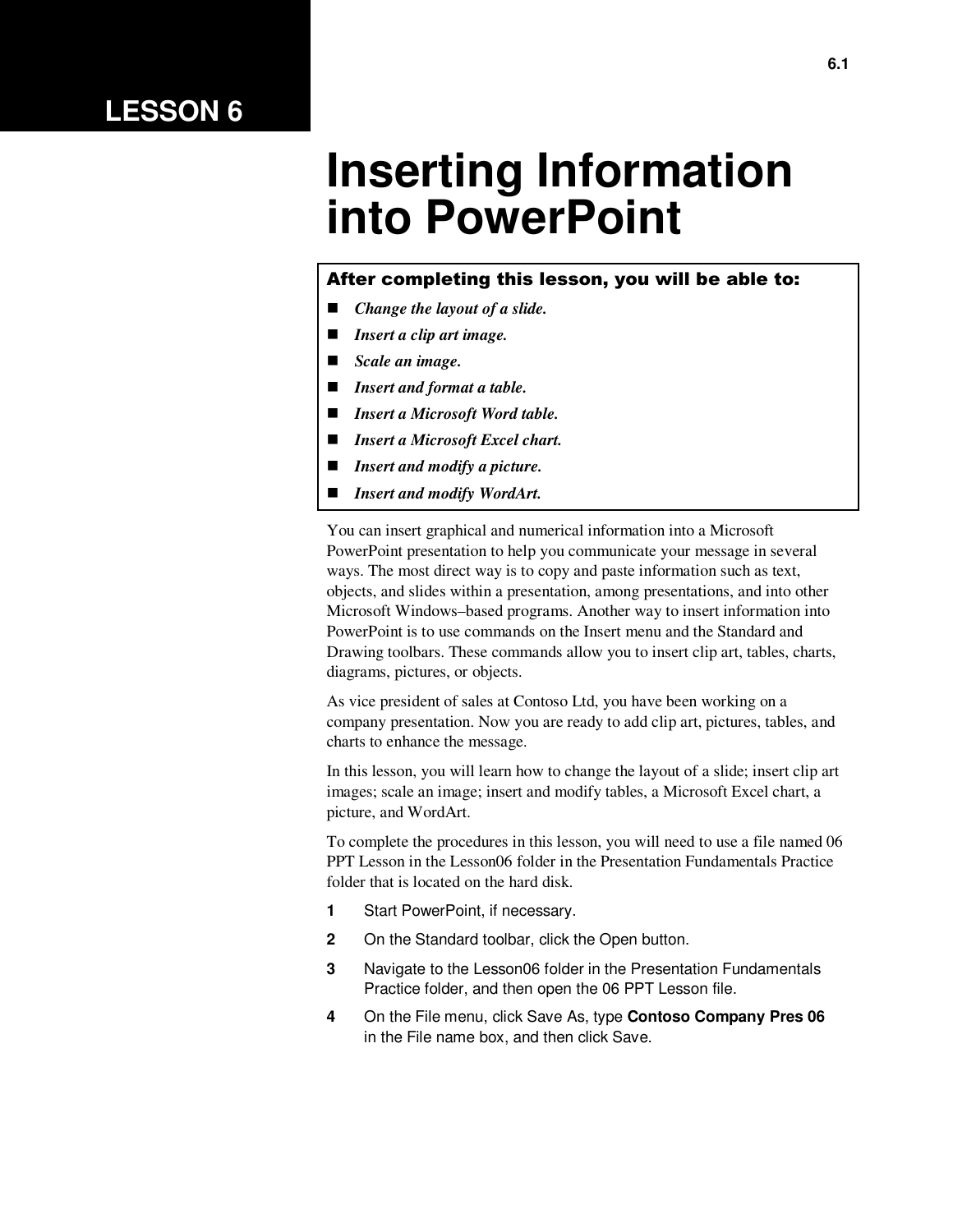# LESSON 6

# Inserting Information into PowerPoint

**After completing this lesson, you will be able to:**

- ***Change the layout of a slide.***
- ***Insert a clip art image.***
- ***Scale an image.***
- ***Insert and format a table.***
- ***Insert a Microsoft Word table.***
- ***Insert a Microsoft Excel chart.***
- ***Insert and modify a picture.***
- ***Insert and modify WordArt.***

You can insert graphical and numerical information into a Microsoft PowerPoint presentation to help you communicate your message in several ways. The most direct way is to copy and paste information such as text, objects, and slides within a presentation, among presentations, and into other Microsoft Windows–based programs. Another way to insert information into PowerPoint is to use commands on the Insert menu and the Standard and Drawing toolbars. These commands allow you to insert clip art, tables, charts, diagrams, pictures, or objects.

As vice president of sales at Contoso Ltd, you have been working on a company presentation. Now you are ready to add clip art, pictures, tables, and charts to enhance the message.

In this lesson, you will learn how to change the layout of a slide; insert clip art images; scale an image; insert and modify tables, a Microsoft Excel chart, a picture, and WordArt.

To complete the procedures in this lesson, you will need to use a file named 06 PPT Lesson in the Lesson06 folder in the Presentation Fundamentals Practice folder that is located on the hard disk.

1. Start PowerPoint, if necessary.
2. On the Standard toolbar, click the Open button.
3. Navigate to the Lesson06 folder in the Presentation Fundamentals Practice folder, and then open the 06 PPT Lesson file.
4. On the File menu, click Save As, type **Contoso Company Pres 06** in the File name box, and then click Save.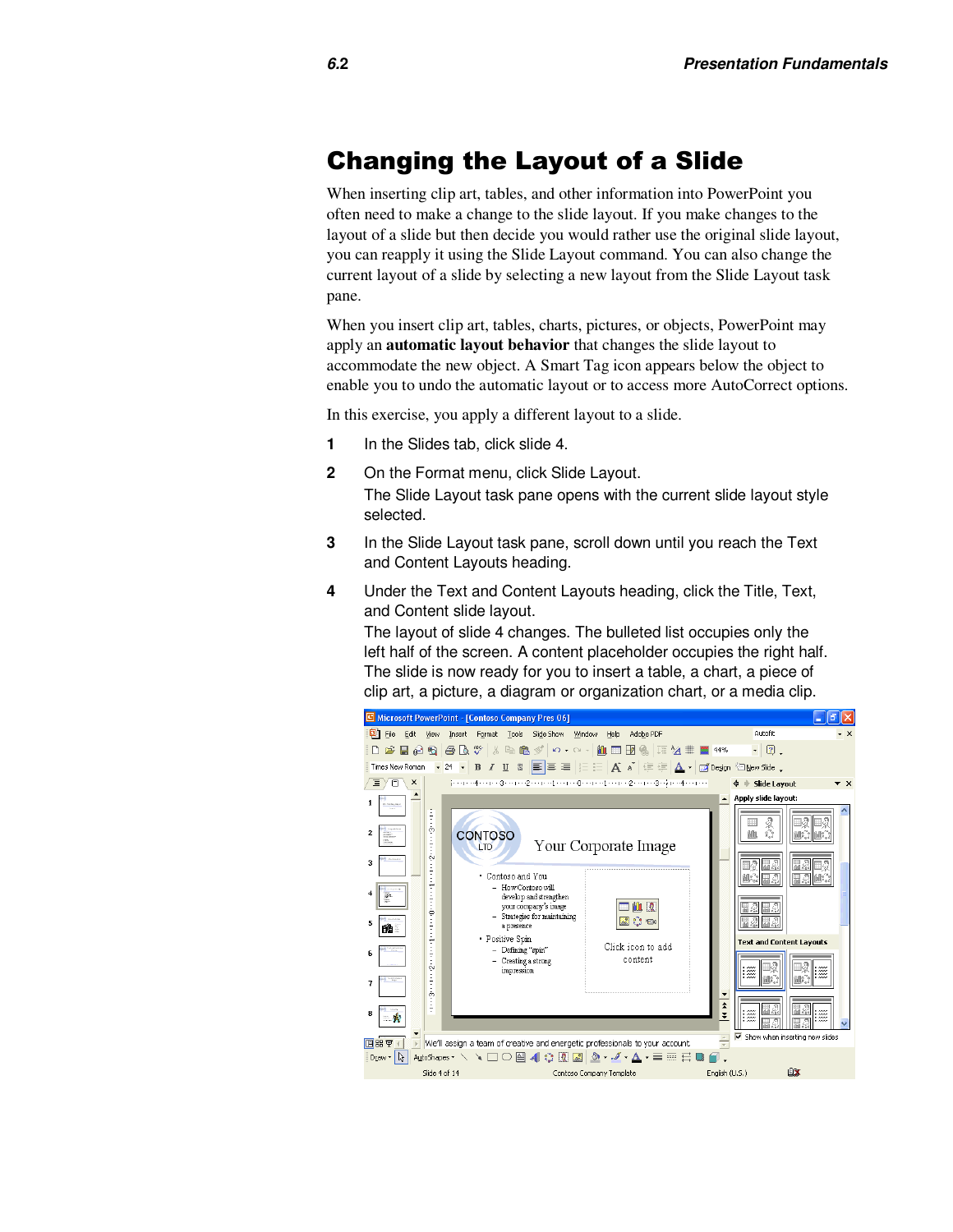# Changing the Layout of a Slide

When inserting clip art, tables, and other information into PowerPoint you often need to make a change to the slide layout. If you make changes to the layout of a slide but then decide you would rather use the original slide layout, you can reapply it using the Slide Layout command. You can also change the current layout of a slide by selecting a new layout from the Slide Layout task pane.

When you insert clip art, tables, charts, pictures, or objects, PowerPoint may apply an **automatic layout behavior** that changes the slide layout to accommodate the new object. A Smart Tag icon appears below the object to enable you to undo the automatic layout or to access more AutoCorrect options.

In this exercise, you apply a different layout to a slide.

1. In the Slides tab, click slide 4.
2. On the Format menu, click Slide Layout.
   The Slide Layout task pane opens with the current slide layout style selected.
3. In the Slide Layout task pane, scroll down until you reach the Text and Content Layouts heading.
4. Under the Text and Content Layouts heading, click the Title, Text, and Content slide layout.
   The layout of slide 4 changes. The bulleted list occupies only the left half of the screen. A content placeholder occupies the right half. The slide is now ready for you to insert a table, a chart, a piece of clip art, a picture, a diagram or organization chart, or a media clip.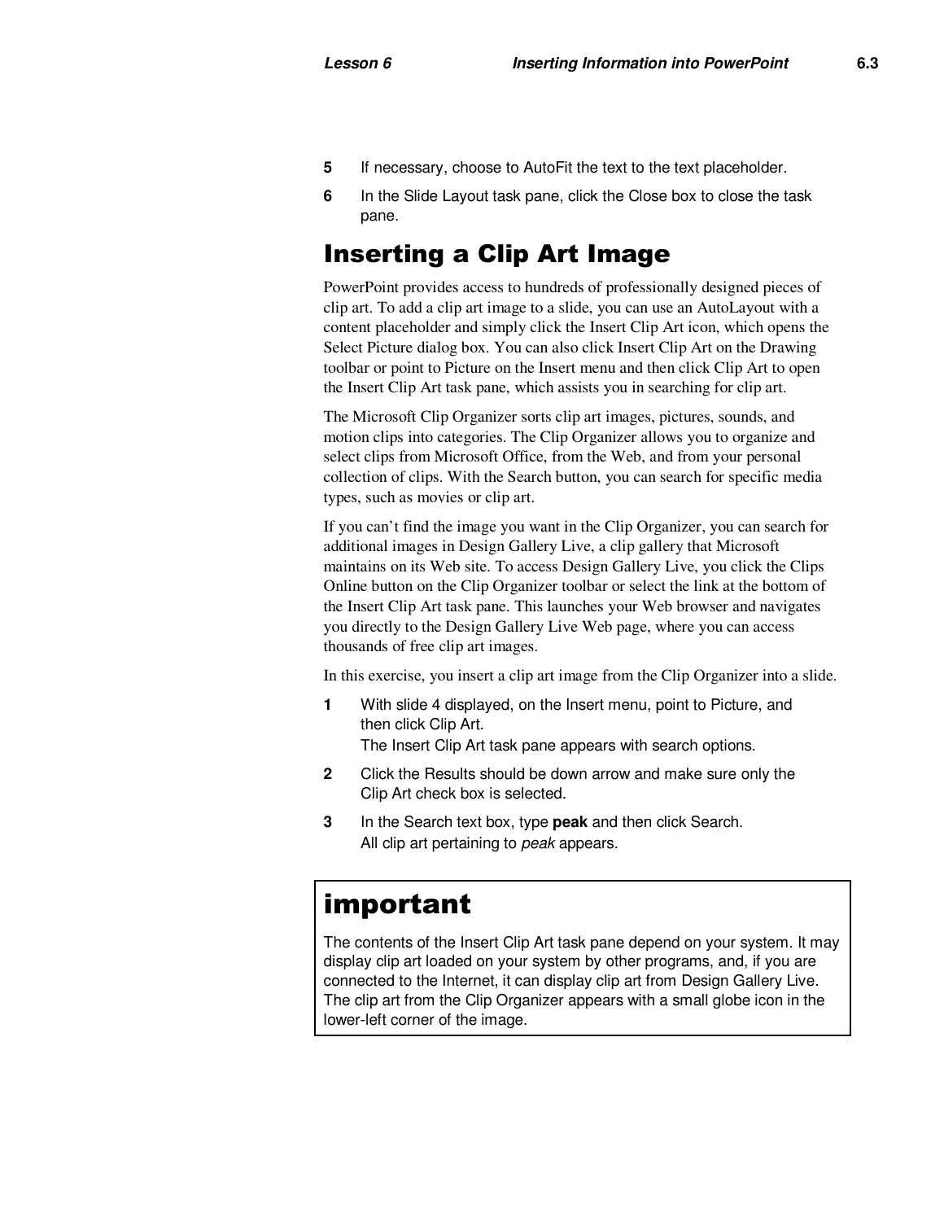5. If necessary, choose to AutoFit the text to the text placeholder.
6. In the Slide Layout task pane, click the Close box to close the task pane.

## Inserting a Clip Art Image

PowerPoint provides access to hundreds of professionally designed pieces of clip art. To add a clip art image to a slide, you can use an AutoLayout with a content placeholder and simply click the Insert Clip Art icon, which opens the Select Picture dialog box. You can also click Insert Clip Art on the Drawing toolbar or point to Picture on the Insert menu and then click Clip Art to open the Insert Clip Art task pane, which assists you in searching for clip art.

The Microsoft Clip Organizer sorts clip art images, pictures, sounds, and motion clips into categories. The Clip Organizer allows you to organize and select clips from Microsoft Office, from the Web, and from your personal collection of clips. With the Search button, you can search for specific media types, such as movies or clip art.

If you can't find the image you want in the Clip Organizer, you can search for additional images in Design Gallery Live, a clip gallery that Microsoft maintains on its Web site. To access Design Gallery Live, you click the Clips Online button on the Clip Organizer toolbar or select the link at the bottom of the Insert Clip Art task pane. This launches your Web browser and navigates you directly to the Design Gallery Live Web page, where you can access thousands of free clip art images.

In this exercise, you insert a clip art image from the Clip Organizer into a slide.

1. With slide 4 displayed, on the Insert menu, point to Picture, and then click Clip Art.
   The Insert Clip Art task pane appears with search options.
2. Click the Results should be down arrow and make sure only the Clip Art check box is selected.
3. In the Search text box, type **peak** and then click Search.
   All clip art pertaining to *peak* appears.

## important

The contents of the Insert Clip Art task pane depend on your system. It may display clip art loaded on your system by other programs, and, if you are connected to the Internet, it can display clip art from Design Gallery Live. The clip art from the Clip Organizer appears with a small globe icon in the lower-left corner of the image.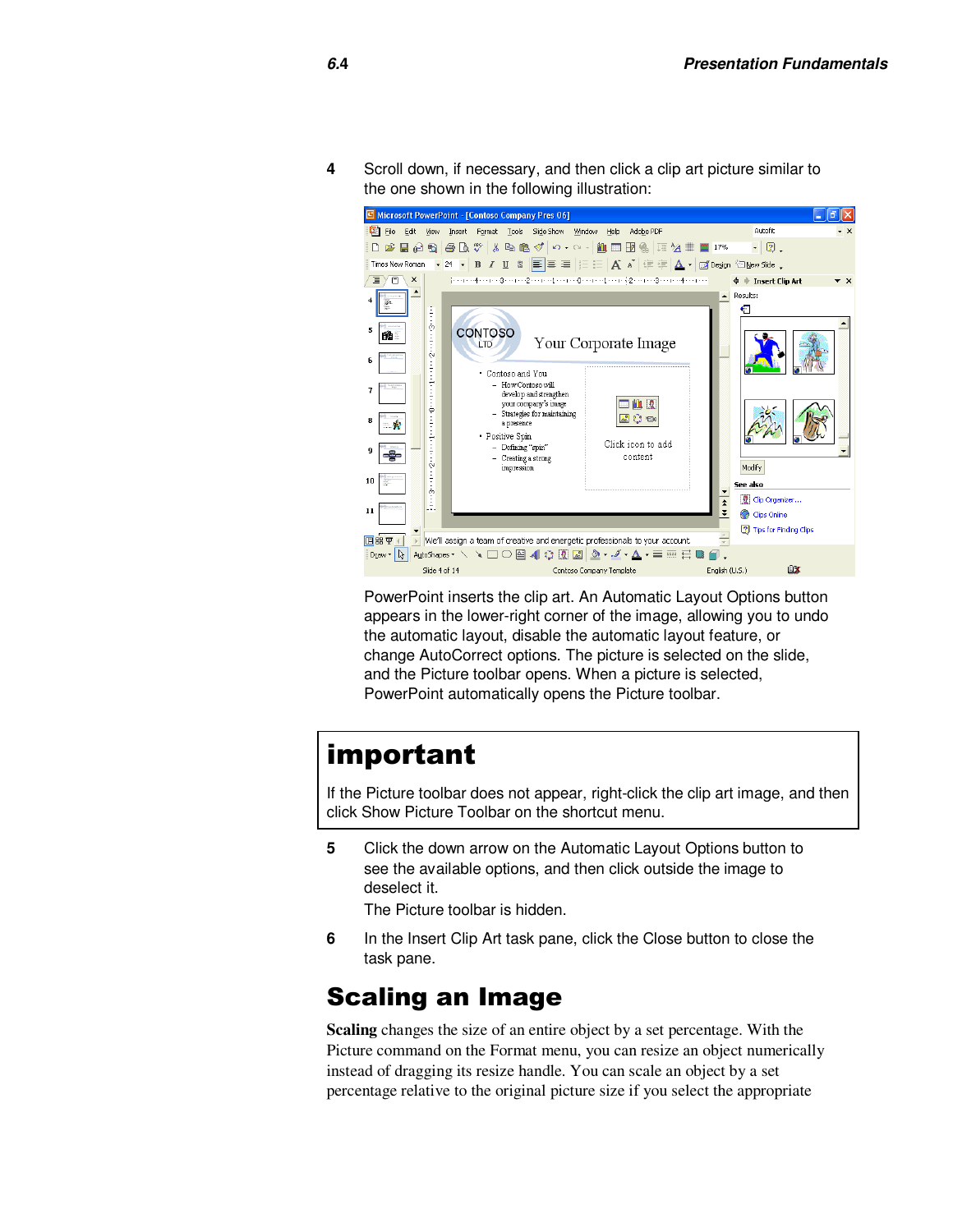4 Scroll down, if necessary, and then click a clip art picture similar to the one shown in the following illustration:

PowerPoint inserts the clip art. An Automatic Layout Options button appears in the lower-right corner of the image, allowing you to undo the automatic layout, disable the automatic layout feature, or change AutoCorrect options. The picture is selected on the slide, and the Picture toolbar opens. When a picture is selected, PowerPoint automatically opens the Picture toolbar.

> **important**
>
> If the Picture toolbar does not appear, right-click the clip art image, and then click Show Picture Toolbar on the shortcut menu.

5 Click the down arrow on the Automatic Layout Options button to see the available options, and then click outside the image to deselect it.

The Picture toolbar is hidden.

6 In the Insert Clip Art task pane, click the Close button to close the task pane.

## Scaling an Image

**Scaling** changes the size of an entire object by a set percentage. With the Picture command on the Format menu, you can resize an object numerically instead of dragging its resize handle. You can scale an object by a set percentage relative to the original picture size if you select the appropriate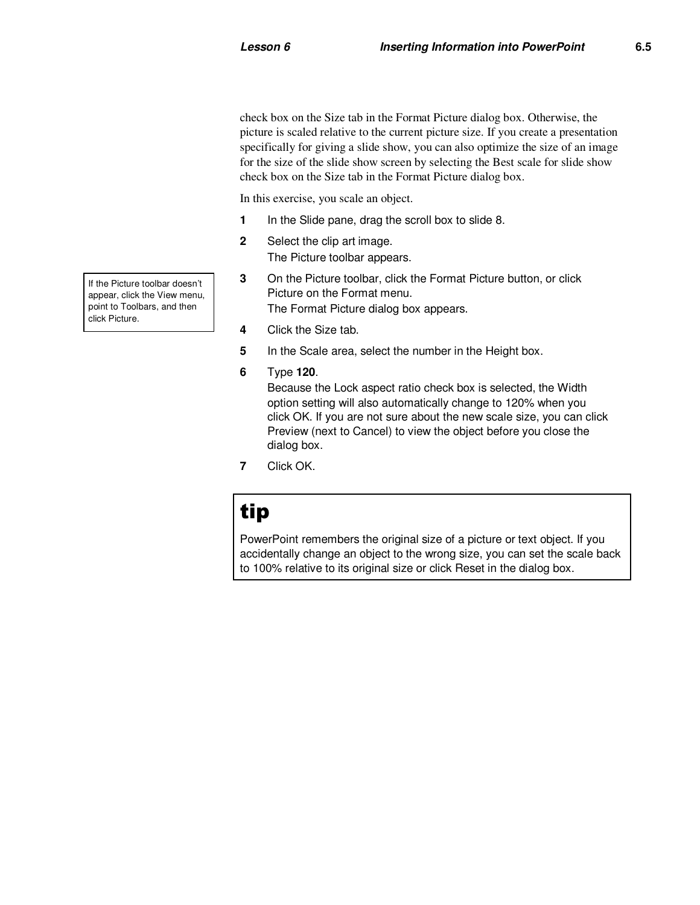check box on the Size tab in the Format Picture dialog box. Otherwise, the picture is scaled relative to the current picture size. If you create a presentation specifically for giving a slide show, you can also optimize the size of an image for the size of the slide show screen by selecting the Best scale for slide show check box on the Size tab in the Format Picture dialog box.

In this exercise, you scale an object.

1. In the Slide pane, drag the scroll box to slide 8.
2. Select the clip art image.
   The Picture toolbar appears.
3. On the Picture toolbar, click the Format Picture button, or click Picture on the Format menu.
   The Format Picture dialog box appears.

> If the Picture toolbar doesn't appear, click the View menu, point to Toolbars, and then click Picture.

4. Click the Size tab.
5. In the Scale area, select the number in the Height box.
6. Type **120**.
   Because the Lock aspect ratio check box is selected, the Width option setting will also automatically change to 120% when you click OK. If you are not sure about the new scale size, you can click Preview (next to Cancel) to view the object before you close the dialog box.
7. Click OK.

> **tip**
>
> PowerPoint remembers the original size of a picture or text object. If you accidentally change an object to the wrong size, you can set the scale back to 100% relative to its original size or click Reset in the dialog box.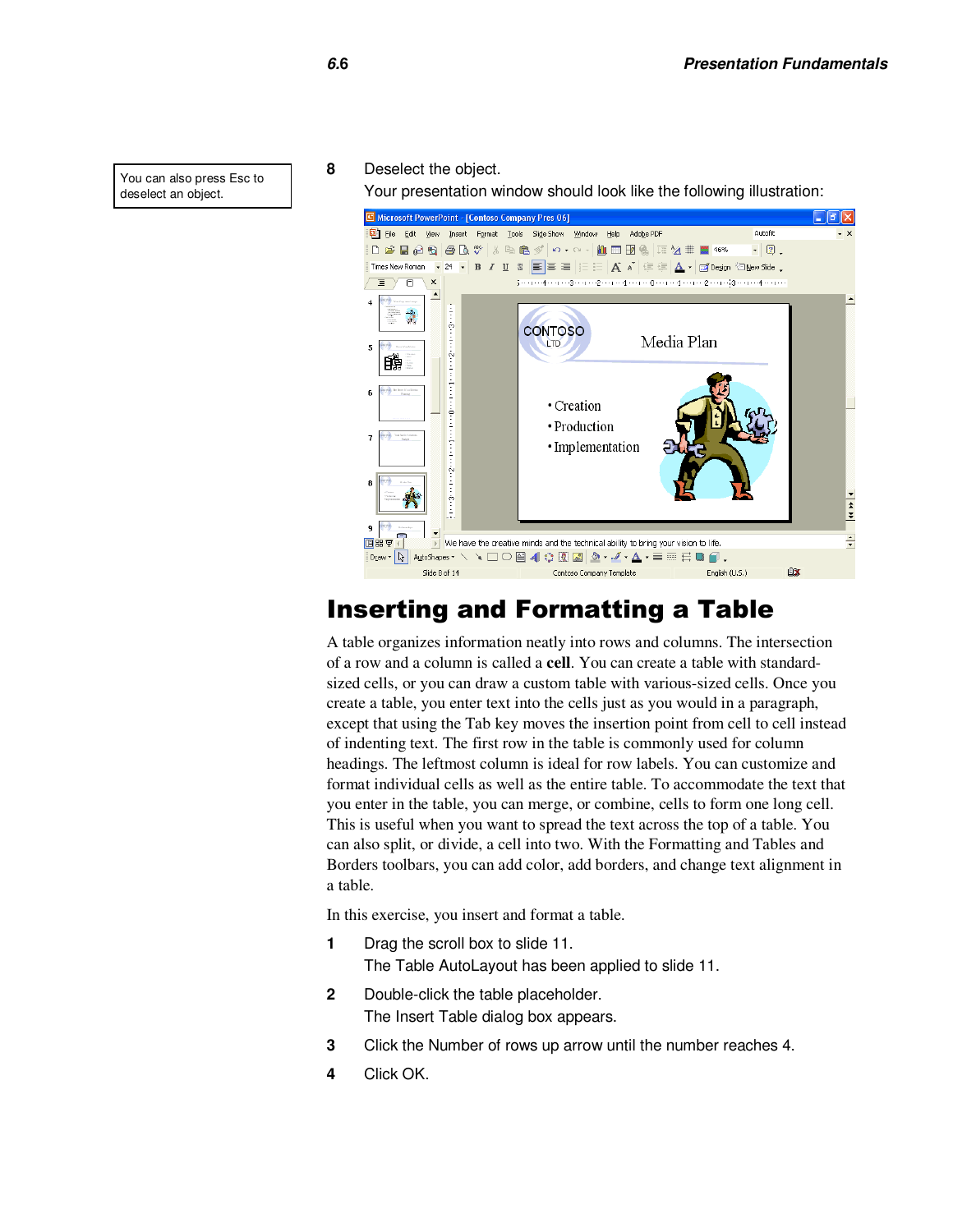You can also press Esc to deselect an object.

8 Deselect the object.

Your presentation window should look like the following illustration:

# Inserting and Formatting a Table

A table organizes information neatly into rows and columns. The intersection of a row and a column is called a **cell**. You can create a table with standard-sized cells, or you can draw a custom table with various-sized cells. Once you create a table, you enter text into the cells just as you would in a paragraph, except that using the Tab key moves the insertion point from cell to cell instead of indenting text. The first row in the table is commonly used for column headings. The leftmost column is ideal for row labels. You can customize and format individual cells as well as the entire table. To accommodate the text that you enter in the table, you can merge, or combine, cells to form one long cell. This is useful when you want to spread the text across the top of a table. You can also split, or divide, a cell into two. With the Formatting and Tables and Borders toolbars, you can add color, add borders, and change text alignment in a table.

In this exercise, you insert and format a table.

1 Drag the scroll box to slide 11.

The Table AutoLayout has been applied to slide 11.

2 Double-click the table placeholder.

The Insert Table dialog box appears.

3 Click the Number of rows up arrow until the number reaches 4.

4 Click OK.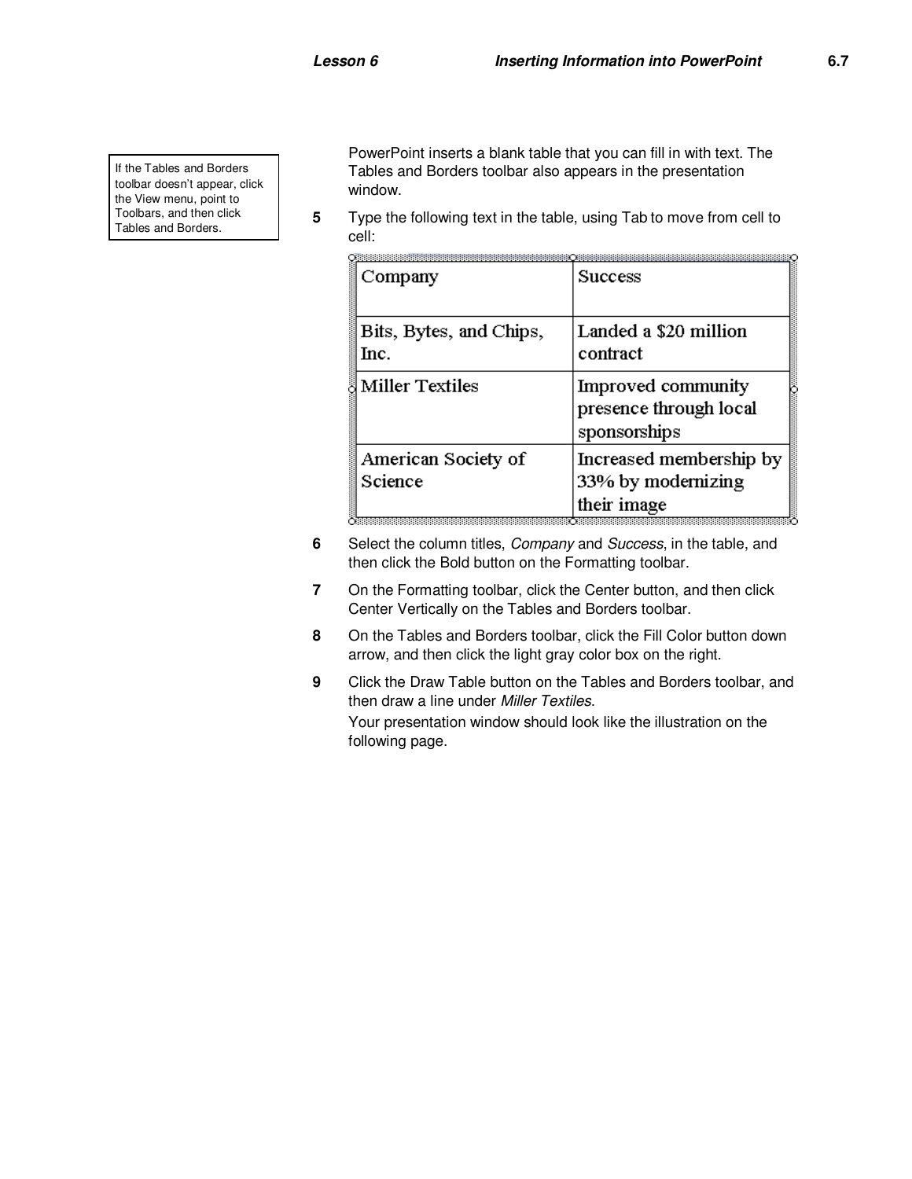> If the Tables and Borders toolbar doesn't appear, click the View menu, point to Toolbars, and then click Tables and Borders.

PowerPoint inserts a blank table that you can fill in with text. The Tables and Borders toolbar also appears in the presentation window.

5. Type the following text in the table, using Tab to move from cell to cell:

| Company | Success |
|---|---|
| Bits, Bytes, and Chips, Inc. | Landed a $20 million contract |
| Miller Textiles | Improved community presence through local sponsorships |
| American Society of Science | Increased membership by 33% by modernizing their image |

6. Select the column titles, *Company* and *Success*, in the table, and then click the Bold button on the Formatting toolbar.
7. On the Formatting toolbar, click the Center button, and then click Center Vertically on the Tables and Borders toolbar.
8. On the Tables and Borders toolbar, click the Fill Color button down arrow, and then click the light gray color box on the right.
9. Click the Draw Table button on the Tables and Borders toolbar, and then draw a line under *Miller Textiles*.

   Your presentation window should look like the illustration on the following page.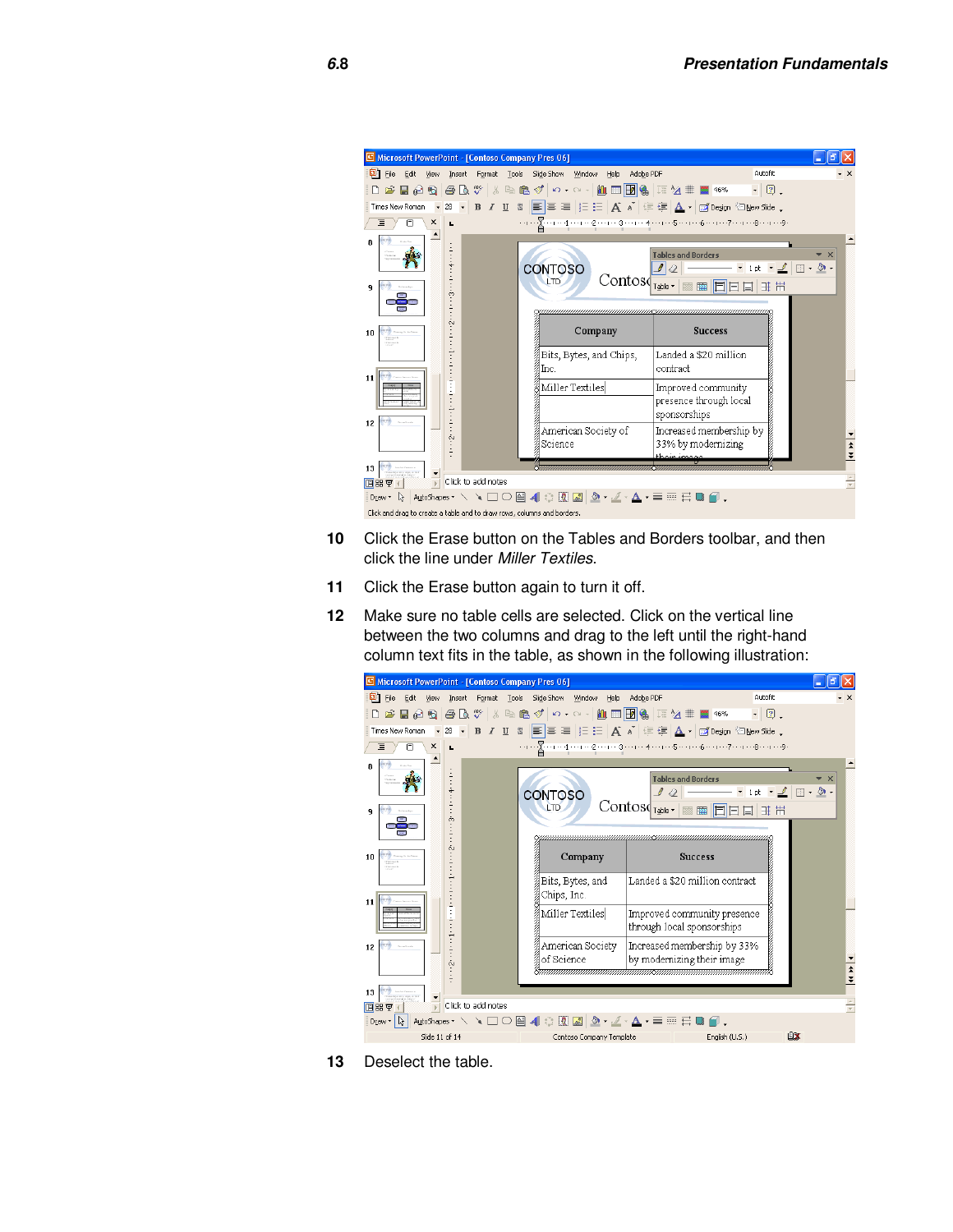10 Click the Erase button on the Tables and Borders toolbar, and then click the line under *Miller Textiles*.

11 Click the Erase button again to turn it off.

12 Make sure no table cells are selected. Click on the vertical line between the two columns and drag to the left until the right-hand column text fits in the table, as shown in the following illustration:

13 Deselect the table.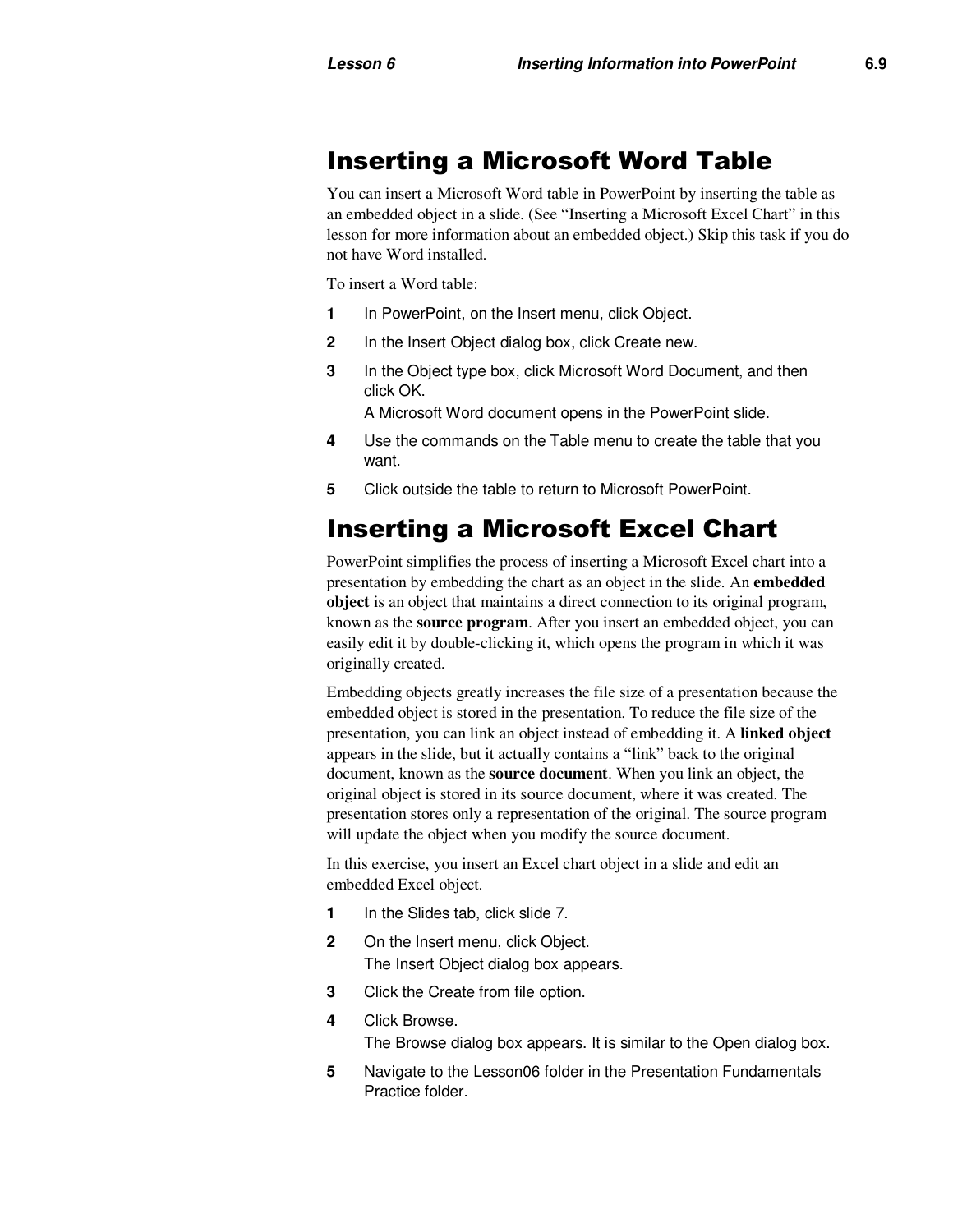## Inserting a Microsoft Word Table

You can insert a Microsoft Word table in PowerPoint by inserting the table as an embedded object in a slide. (See "Inserting a Microsoft Excel Chart" in this lesson for more information about an embedded object.) Skip this task if you do not have Word installed.

To insert a Word table:

1. In PowerPoint, on the Insert menu, click Object.
2. In the Insert Object dialog box, click Create new.
3. In the Object type box, click Microsoft Word Document, and then click OK.
   A Microsoft Word document opens in the PowerPoint slide.
4. Use the commands on the Table menu to create the table that you want.
5. Click outside the table to return to Microsoft PowerPoint.

## Inserting a Microsoft Excel Chart

PowerPoint simplifies the process of inserting a Microsoft Excel chart into a presentation by embedding the chart as an object in the slide. An **embedded object** is an object that maintains a direct connection to its original program, known as the **source program**. After you insert an embedded object, you can easily edit it by double-clicking it, which opens the program in which it was originally created.

Embedding objects greatly increases the file size of a presentation because the embedded object is stored in the presentation. To reduce the file size of the presentation, you can link an object instead of embedding it. A **linked object** appears in the slide, but it actually contains a "link" back to the original document, known as the **source document**. When you link an object, the original object is stored in its source document, where it was created. The presentation stores only a representation of the original. The source program will update the object when you modify the source document.

In this exercise, you insert an Excel chart object in a slide and edit an embedded Excel object.

1. In the Slides tab, click slide 7.
2. On the Insert menu, click Object.
   The Insert Object dialog box appears.
3. Click the Create from file option.
4. Click Browse.
   The Browse dialog box appears. It is similar to the Open dialog box.
5. Navigate to the Lesson06 folder in the Presentation Fundamentals Practice folder.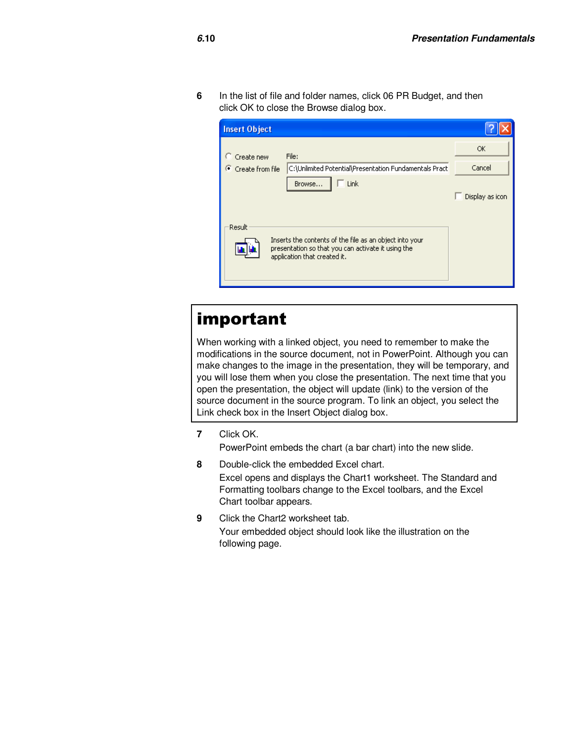6 In the list of file and folder names, click 06 PR Budget, and then click OK to close the Browse dialog box.

Insert Object

- Create new
- Create from file

File: C:\Unlimited Potential\Presentation Fundamentals Pract

Browse... Link

OK

Cancel

Display as icon

Result

Inserts the contents of the file as an object into your presentation so that you can activate it using the application that created it.

## important

When working with a linked object, you need to remember to make the modifications in the source document, not in PowerPoint. Although you can make changes to the image in the presentation, they will be temporary, and you will lose them when you close the presentation. The next time that you open the presentation, the object will update (link) to the version of the source document in the source program. To link an object, you select the Link check box in the Insert Object dialog box.

7 Click OK.

PowerPoint embeds the chart (a bar chart) into the new slide.

8 Double-click the embedded Excel chart.

Excel opens and displays the Chart1 worksheet. The Standard and Formatting toolbars change to the Excel toolbars, and the Excel Chart toolbar appears.

9 Click the Chart2 worksheet tab.

Your embedded object should look like the illustration on the following page.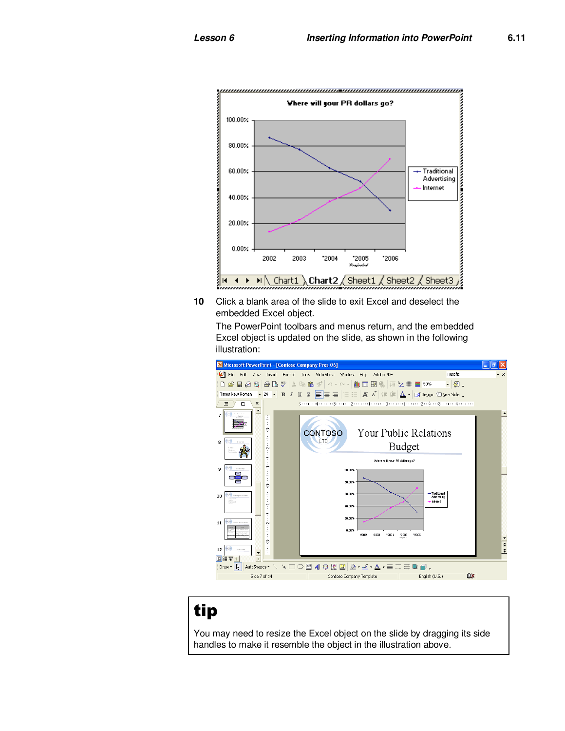10 Click a blank area of the slide to exit Excel and deselect the embedded Excel object.

The PowerPoint toolbars and menus return, and the embedded Excel object is updated on the slide, as shown in the following illustration:

## tip

You may need to resize the Excel object on the slide by dragging its side handles to make it resemble the object in the illustration above.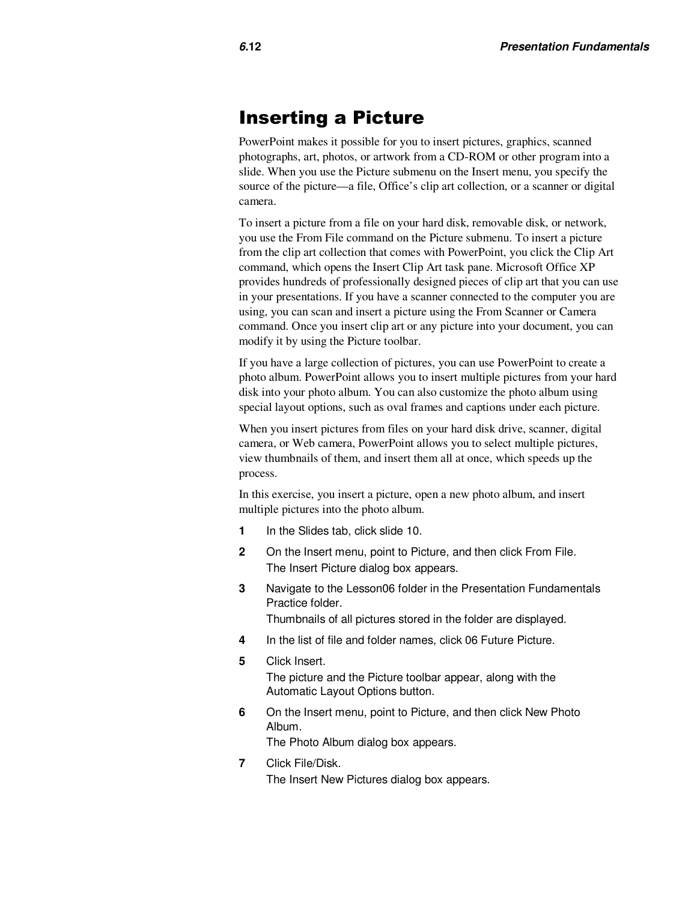# Inserting a Picture

PowerPoint makes it possible for you to insert pictures, graphics, scanned photographs, art, photos, or artwork from a CD-ROM or other program into a slide. When you use the Picture submenu on the Insert menu, you specify the source of the picture—a file, Office's clip art collection, or a scanner or digital camera.

To insert a picture from a file on your hard disk, removable disk, or network, you use the From File command on the Picture submenu. To insert a picture from the clip art collection that comes with PowerPoint, you click the Clip Art command, which opens the Insert Clip Art task pane. Microsoft Office XP provides hundreds of professionally designed pieces of clip art that you can use in your presentations. If you have a scanner connected to the computer you are using, you can scan and insert a picture using the From Scanner or Camera command. Once you insert clip art or any picture into your document, you can modify it by using the Picture toolbar.

If you have a large collection of pictures, you can use PowerPoint to create a photo album. PowerPoint allows you to insert multiple pictures from your hard disk into your photo album. You can also customize the photo album using special layout options, such as oval frames and captions under each picture.

When you insert pictures from files on your hard disk drive, scanner, digital camera, or Web camera, PowerPoint allows you to select multiple pictures, view thumbnails of them, and insert them all at once, which speeds up the process.

In this exercise, you insert a picture, open a new photo album, and insert multiple pictures into the photo album.

1. In the Slides tab, click slide 10.
2. On the Insert menu, point to Picture, and then click From File.
   The Insert Picture dialog box appears.
3. Navigate to the Lesson06 folder in the Presentation Fundamentals Practice folder.
   Thumbnails of all pictures stored in the folder are displayed.
4. In the list of file and folder names, click 06 Future Picture.
5. Click Insert.
   The picture and the Picture toolbar appear, along with the Automatic Layout Options button.
6. On the Insert menu, point to Picture, and then click New Photo Album.
   The Photo Album dialog box appears.
7. Click File/Disk.
   The Insert New Pictures dialog box appears.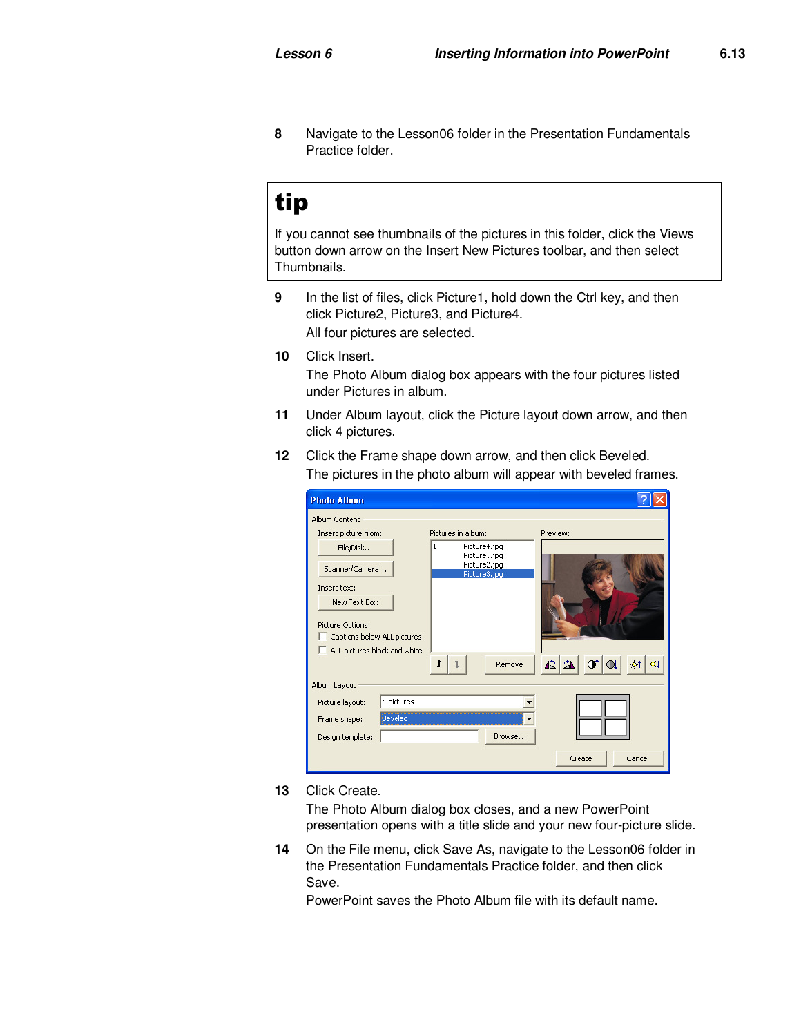8 Navigate to the Lesson06 folder in the Presentation Fundamentals Practice folder.

> **tip**
>
> If you cannot see thumbnails of the pictures in this folder, click the Views button down arrow on the Insert New Pictures toolbar, and then select Thumbnails.

9 In the list of files, click Picture1, hold down the Ctrl key, and then click Picture2, Picture3, and Picture4.

All four pictures are selected.

10 Click Insert.

The Photo Album dialog box appears with the four pictures listed under Pictures in album.

11 Under Album layout, click the Picture layout down arrow, and then click 4 pictures.

12 Click the Frame shape down arrow, and then click Beveled.

The pictures in the photo album will appear with beveled frames.

13 Click Create.

The Photo Album dialog box closes, and a new PowerPoint presentation opens with a title slide and your new four-picture slide.

14 On the File menu, click Save As, navigate to the Lesson06 folder in the Presentation Fundamentals Practice folder, and then click Save.

PowerPoint saves the Photo Album file with its default name.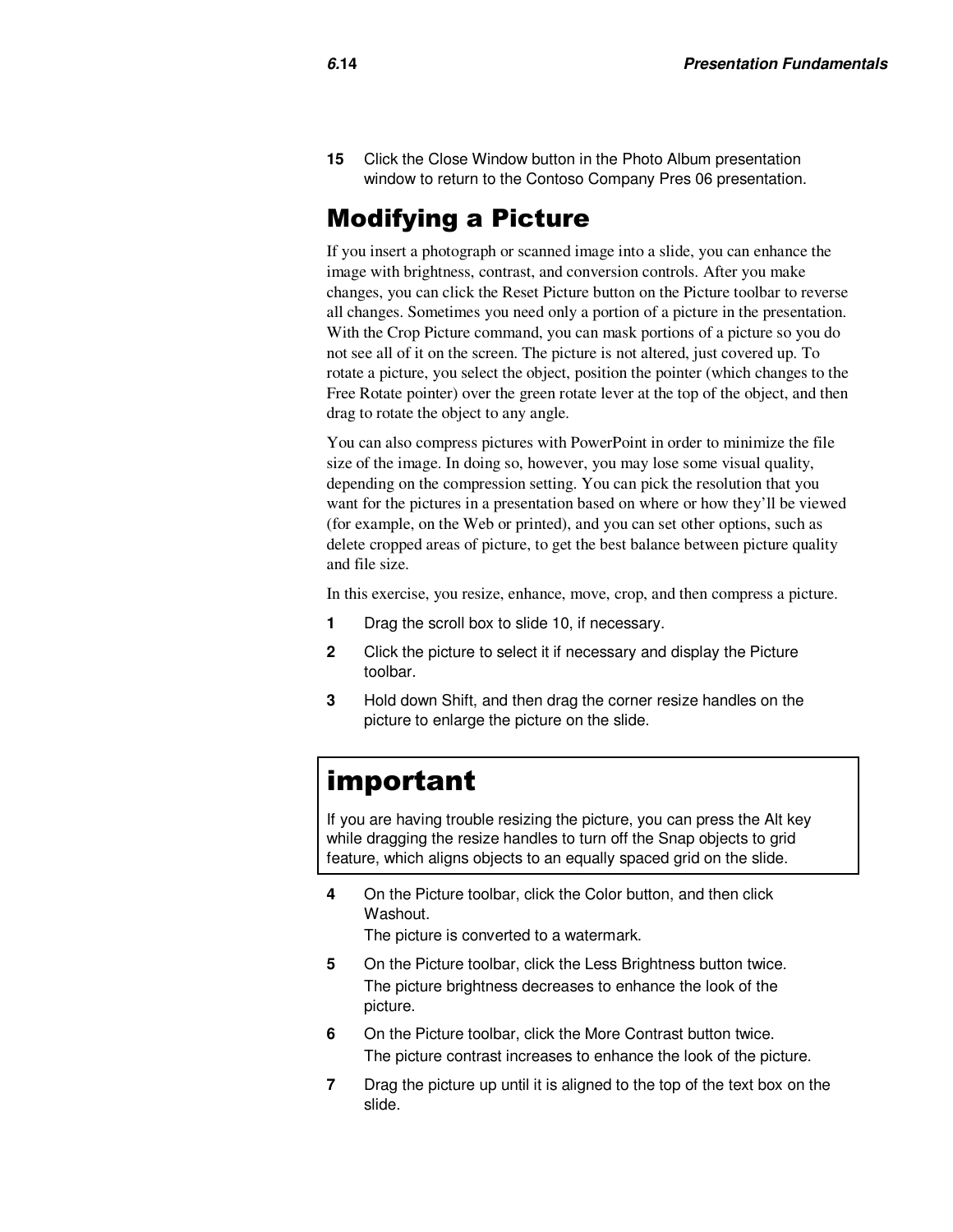15 Click the Close Window button in the Photo Album presentation window to return to the Contoso Company Pres 06 presentation.

## Modifying a Picture

If you insert a photograph or scanned image into a slide, you can enhance the image with brightness, contrast, and conversion controls. After you make changes, you can click the Reset Picture button on the Picture toolbar to reverse all changes. Sometimes you need only a portion of a picture in the presentation. With the Crop Picture command, you can mask portions of a picture so you do not see all of it on the screen. The picture is not altered, just covered up. To rotate a picture, you select the object, position the pointer (which changes to the Free Rotate pointer) over the green rotate lever at the top of the object, and then drag to rotate the object to any angle.

You can also compress pictures with PowerPoint in order to minimize the file size of the image. In doing so, however, you may lose some visual quality, depending on the compression setting. You can pick the resolution that you want for the pictures in a presentation based on where or how they'll be viewed (for example, on the Web or printed), and you can set other options, such as delete cropped areas of picture, to get the best balance between picture quality and file size.

In this exercise, you resize, enhance, move, crop, and then compress a picture.

1 Drag the scroll box to slide 10, if necessary.

2 Click the picture to select it if necessary and display the Picture toolbar.

3 Hold down Shift, and then drag the corner resize handles on the picture to enlarge the picture on the slide.

> **important**
>
> If you are having trouble resizing the picture, you can press the Alt key while dragging the resize handles to turn off the Snap objects to grid feature, which aligns objects to an equally spaced grid on the slide.

4 On the Picture toolbar, click the Color button, and then click Washout.

The picture is converted to a watermark.

5 On the Picture toolbar, click the Less Brightness button twice.

The picture brightness decreases to enhance the look of the picture.

6 On the Picture toolbar, click the More Contrast button twice.

The picture contrast increases to enhance the look of the picture.

7 Drag the picture up until it is aligned to the top of the text box on the slide.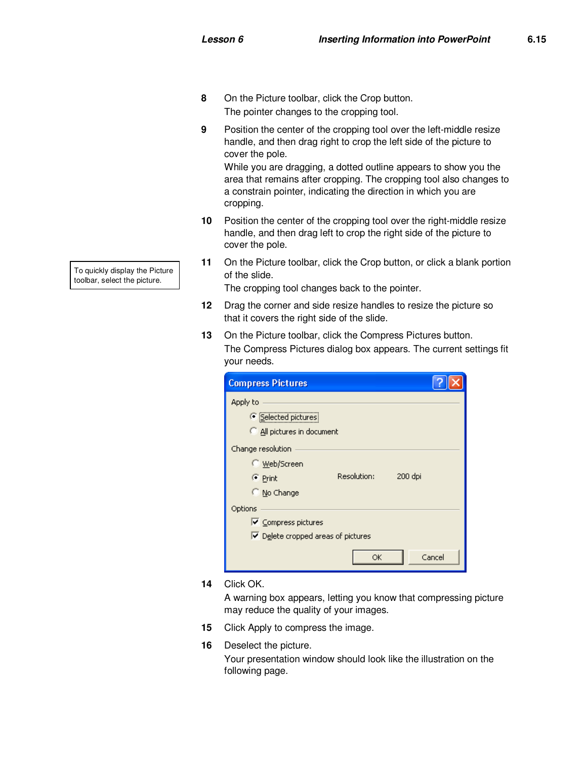8. On the Picture toolbar, click the Crop button.
   The pointer changes to the cropping tool.

9. Position the center of the cropping tool over the left-middle resize handle, and then drag right to crop the left side of the picture to cover the pole.
   While you are dragging, a dotted outline appears to show you the area that remains after cropping. The cropping tool also changes to a constrain pointer, indicating the direction in which you are cropping.

10. Position the center of the cropping tool over the right-middle resize handle, and then drag left to crop the right side of the picture to cover the pole.

> To quickly display the Picture toolbar, select the picture.

11. On the Picture toolbar, click the Crop button, or click a blank portion of the slide.
    The cropping tool changes back to the pointer.

12. Drag the corner and side resize handles to resize the picture so that it covers the right side of the slide.

13. On the Picture toolbar, click the Compress Pictures button.
    The Compress Pictures dialog box appears. The current settings fit your needs.

    **Compress Pictures**

    Apply to
    - (•) Selected pictures
    - ( ) All pictures in document

    Change resolution
    - ( ) Web/Screen
    - (•) Print — Resolution: 200 dpi
    - ( ) No Change

    Options
    - [x] Compress pictures
    - [x] Delete cropped areas of pictures

    [OK] [Cancel]

14. Click OK.
    A warning box appears, letting you know that compressing picture may reduce the quality of your images.

15. Click Apply to compress the image.

16. Deselect the picture.
    Your presentation window should look like the illustration on the following page.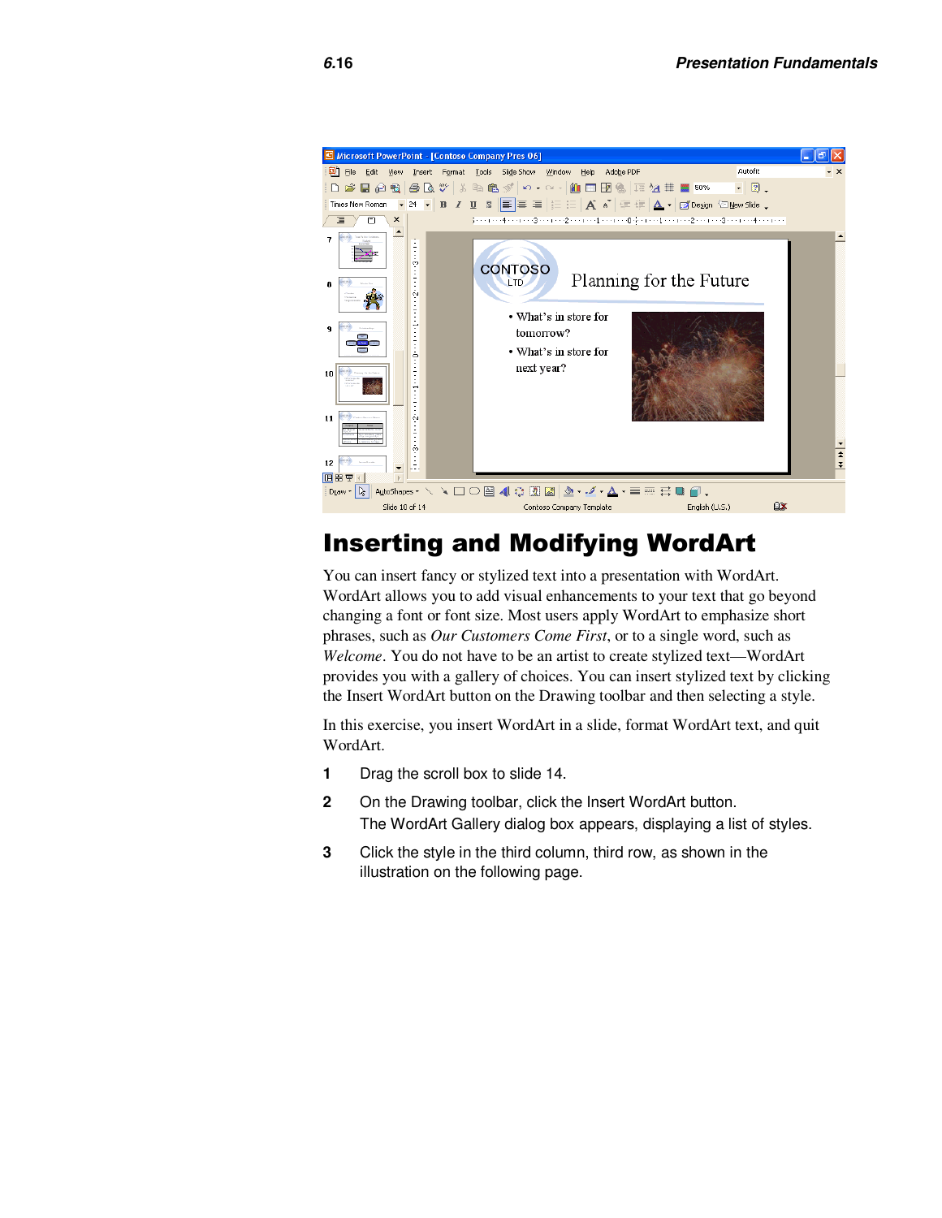## Inserting and Modifying WordArt

You can insert fancy or stylized text into a presentation with WordArt. WordArt allows you to add visual enhancements to your text that go beyond changing a font or font size. Most users apply WordArt to emphasize short phrases, such as *Our Customers Come First*, or to a single word, such as *Welcome*. You do not have to be an artist to create stylized text—WordArt provides you with a gallery of choices. You can insert stylized text by clicking the Insert WordArt button on the Drawing toolbar and then selecting a style.

In this exercise, you insert WordArt in a slide, format WordArt text, and quit WordArt.

1. Drag the scroll box to slide 14.
2. On the Drawing toolbar, click the Insert WordArt button.
   The WordArt Gallery dialog box appears, displaying a list of styles.
3. Click the style in the third column, third row, as shown in the illustration on the following page.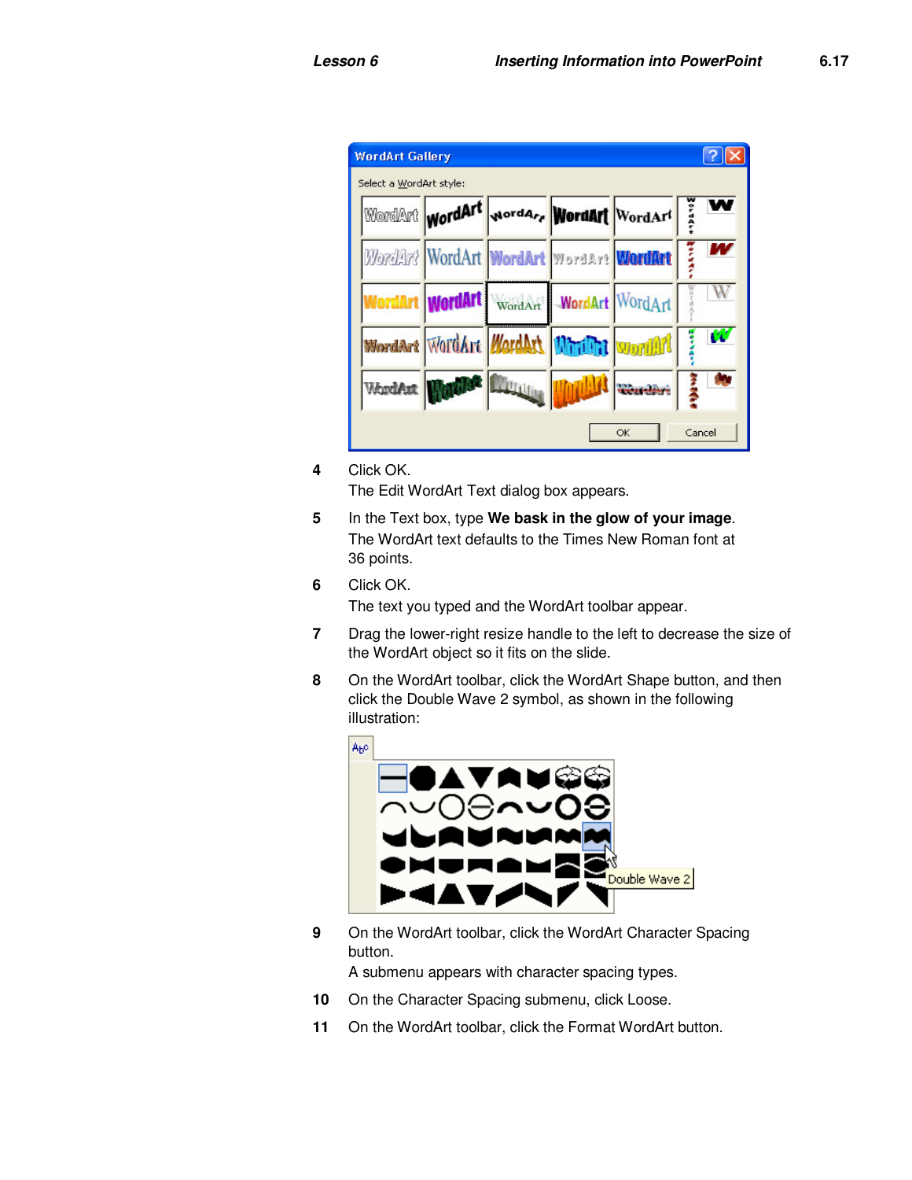4 Click OK.
  The Edit WordArt Text dialog box appears.

5 In the Text box, type **We bask in the glow of your image**.
  The WordArt text defaults to the Times New Roman font at 36 points.

6 Click OK.
  The text you typed and the WordArt toolbar appear.

7 Drag the lower-right resize handle to the left to decrease the size of the WordArt object so it fits on the slide.

8 On the WordArt toolbar, click the WordArt Shape button, and then click the Double Wave 2 symbol, as shown in the following illustration:

9 On the WordArt toolbar, click the WordArt Character Spacing button.
  A submenu appears with character spacing types.

10 On the Character Spacing submenu, click Loose.

11 On the WordArt toolbar, click the Format WordArt button.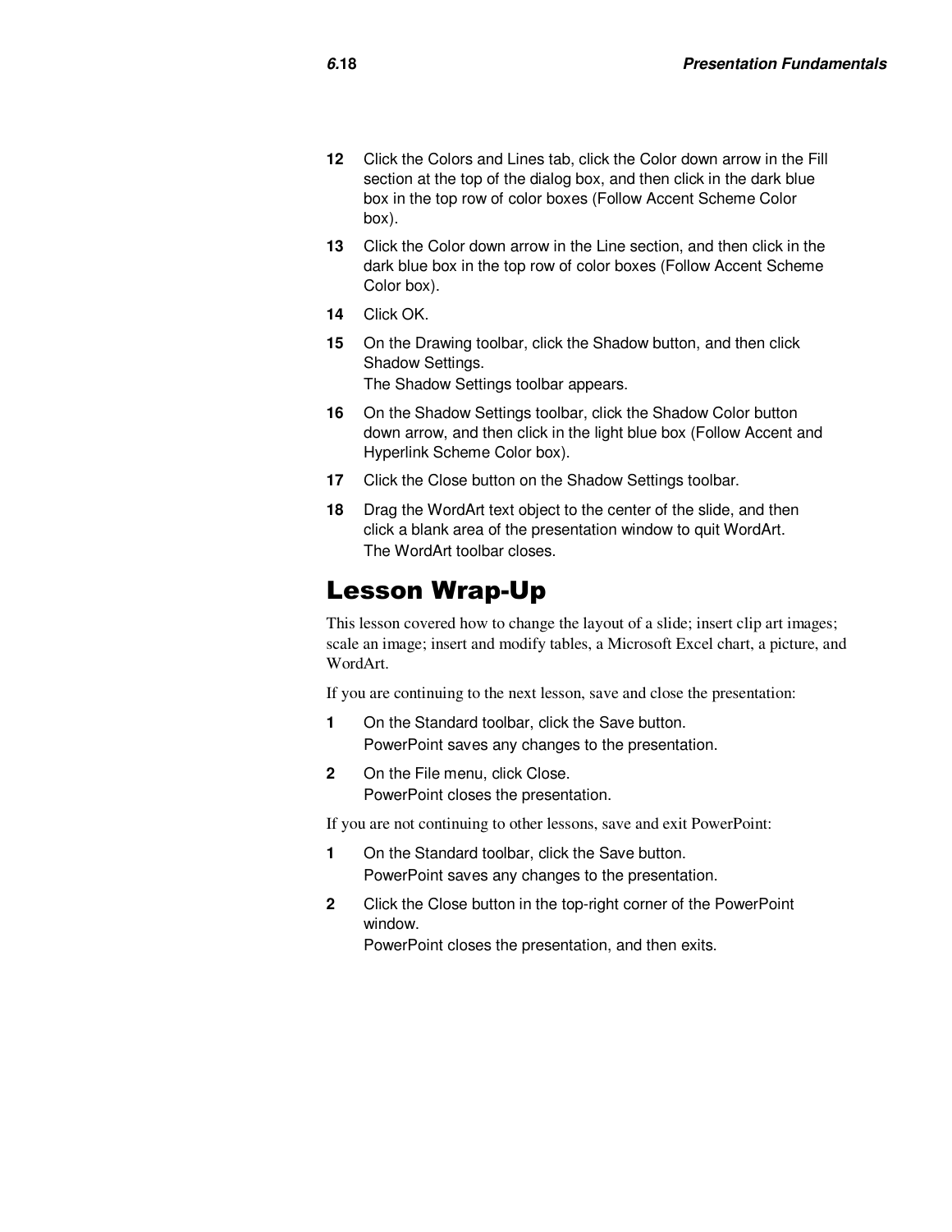12. Click the Colors and Lines tab, click the Color down arrow in the Fill section at the top of the dialog box, and then click in the dark blue box in the top row of color boxes (Follow Accent Scheme Color box).
13. Click the Color down arrow in the Line section, and then click in the dark blue box in the top row of color boxes (Follow Accent Scheme Color box).
14. Click OK.
15. On the Drawing toolbar, click the Shadow button, and then click Shadow Settings.
    The Shadow Settings toolbar appears.
16. On the Shadow Settings toolbar, click the Shadow Color button down arrow, and then click in the light blue box (Follow Accent and Hyperlink Scheme Color box).
17. Click the Close button on the Shadow Settings toolbar.
18. Drag the WordArt text object to the center of the slide, and then click a blank area of the presentation window to quit WordArt.
    The WordArt toolbar closes.

# Lesson Wrap-Up

This lesson covered how to change the layout of a slide; insert clip art images; scale an image; insert and modify tables, a Microsoft Excel chart, a picture, and WordArt.

If you are continuing to the next lesson, save and close the presentation:

1. On the Standard toolbar, click the Save button.
   PowerPoint saves any changes to the presentation.
2. On the File menu, click Close.
   PowerPoint closes the presentation.

If you are not continuing to other lessons, save and exit PowerPoint:

1. On the Standard toolbar, click the Save button.
   PowerPoint saves any changes to the presentation.
2. Click the Close button in the top-right corner of the PowerPoint window.
   PowerPoint closes the presentation, and then exits.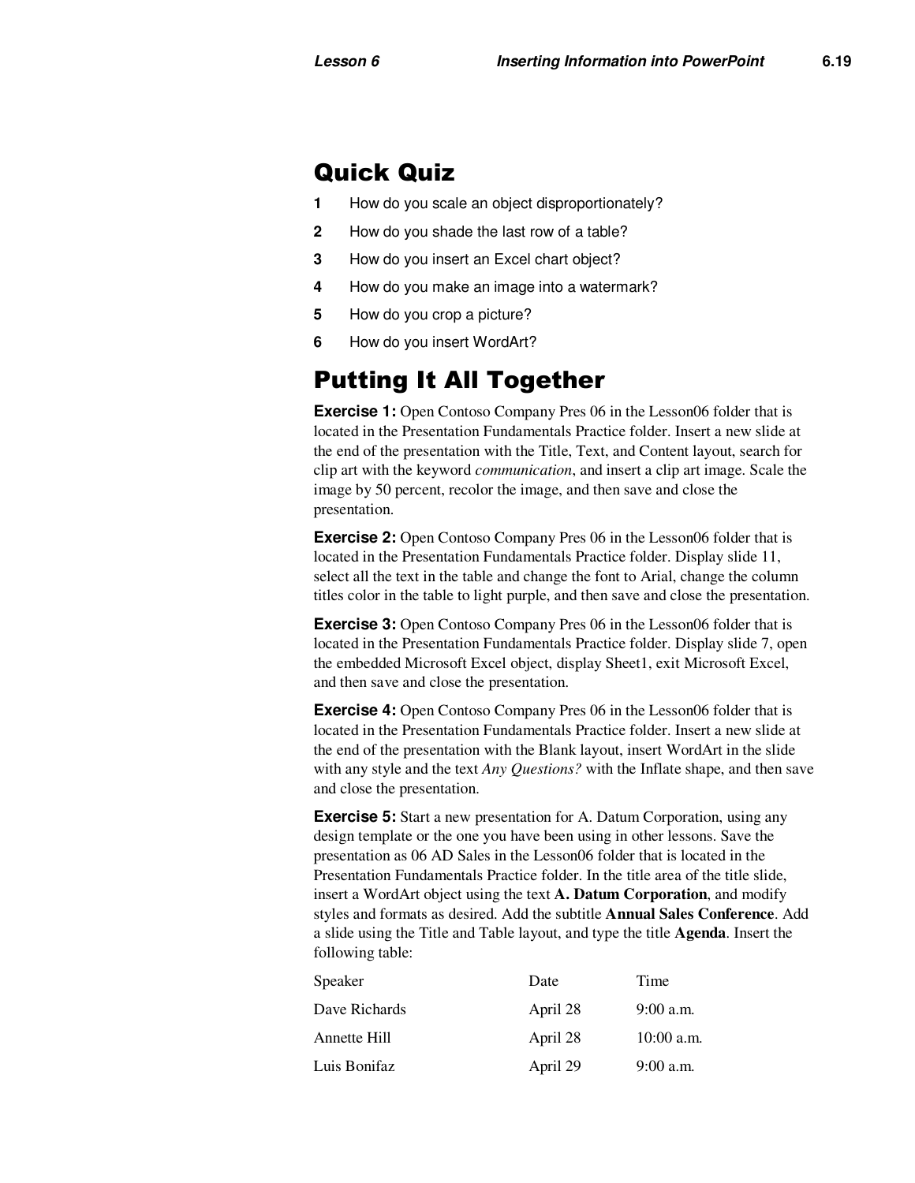## Quick Quiz

1. How do you scale an object disproportionately?
2. How do you shade the last row of a table?
3. How do you insert an Excel chart object?
4. How do you make an image into a watermark?
5. How do you crop a picture?
6. How do you insert WordArt?

## Putting It All Together

**Exercise 1:** Open Contoso Company Pres 06 in the Lesson06 folder that is located in the Presentation Fundamentals Practice folder. Insert a new slide at the end of the presentation with the Title, Text, and Content layout, search for clip art with the keyword *communication*, and insert a clip art image. Scale the image by 50 percent, recolor the image, and then save and close the presentation.

**Exercise 2:** Open Contoso Company Pres 06 in the Lesson06 folder that is located in the Presentation Fundamentals Practice folder. Display slide 11, select all the text in the table and change the font to Arial, change the column titles color in the table to light purple, and then save and close the presentation.

**Exercise 3:** Open Contoso Company Pres 06 in the Lesson06 folder that is located in the Presentation Fundamentals Practice folder. Display slide 7, open the embedded Microsoft Excel object, display Sheet1, exit Microsoft Excel, and then save and close the presentation.

**Exercise 4:** Open Contoso Company Pres 06 in the Lesson06 folder that is located in the Presentation Fundamentals Practice folder. Insert a new slide at the end of the presentation with the Blank layout, insert WordArt in the slide with any style and the text *Any Questions?* with the Inflate shape, and then save and close the presentation.

**Exercise 5:** Start a new presentation for A. Datum Corporation, using any design template or the one you have been using in other lessons. Save the presentation as 06 AD Sales in the Lesson06 folder that is located in the Presentation Fundamentals Practice folder. In the title area of the title slide, insert a WordArt object using the text **A. Datum Corporation**, and modify styles and formats as desired. Add the subtitle **Annual Sales Conference**. Add a slide using the Title and Table layout, and type the title **Agenda**. Insert the following table:

| Speaker | Date | Time |
|---|---|---|
| Dave Richards | April 28 | 9:00 a.m. |
| Annette Hill | April 28 | 10:00 a.m. |
| Luis Bonifaz | April 29 | 9:00 a.m. |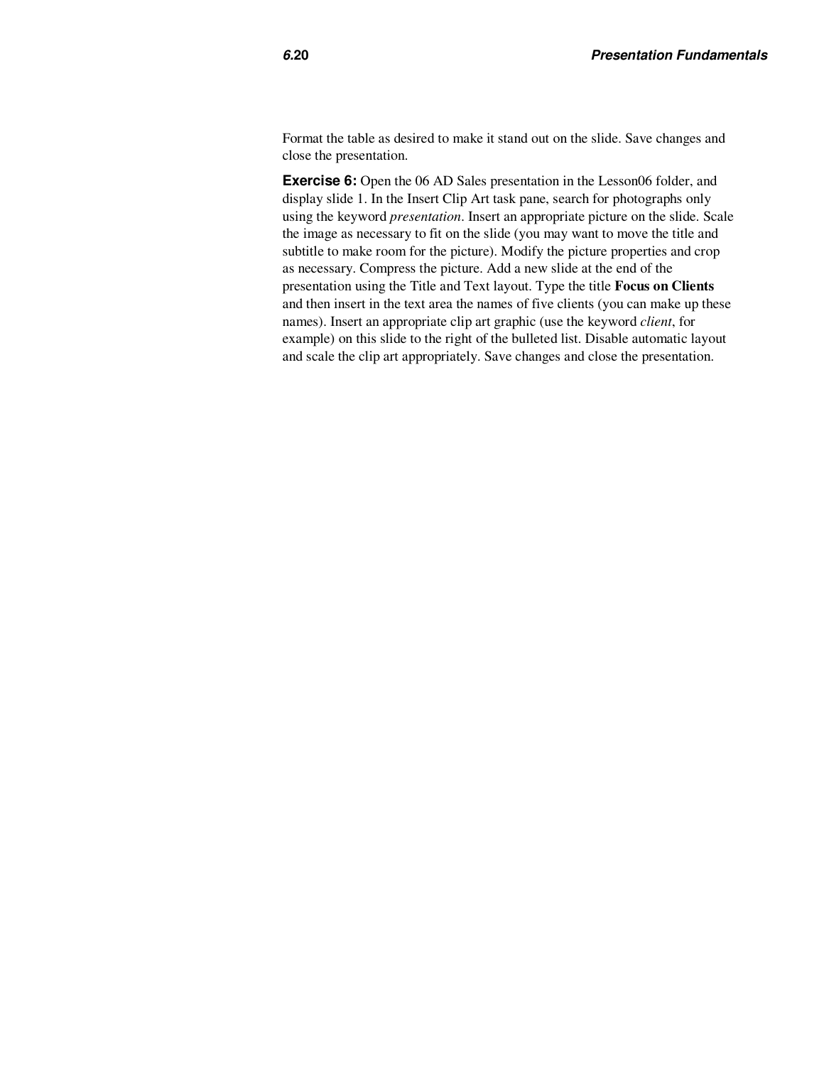Format the table as desired to make it stand out on the slide. Save changes and close the presentation.

**Exercise 6:** Open the 06 AD Sales presentation in the Lesson06 folder, and display slide 1. In the Insert Clip Art task pane, search for photographs only using the keyword *presentation*. Insert an appropriate picture on the slide. Scale the image as necessary to fit on the slide (you may want to move the title and subtitle to make room for the picture). Modify the picture properties and crop as necessary. Compress the picture. Add a new slide at the end of the presentation using the Title and Text layout. Type the title **Focus on Clients** and then insert in the text area the names of five clients (you can make up these names). Insert an appropriate clip art graphic (use the keyword *client*, for example) on this slide to the right of the bulleted list. Disable automatic layout and scale the clip art appropriately. Save changes and close the presentation.